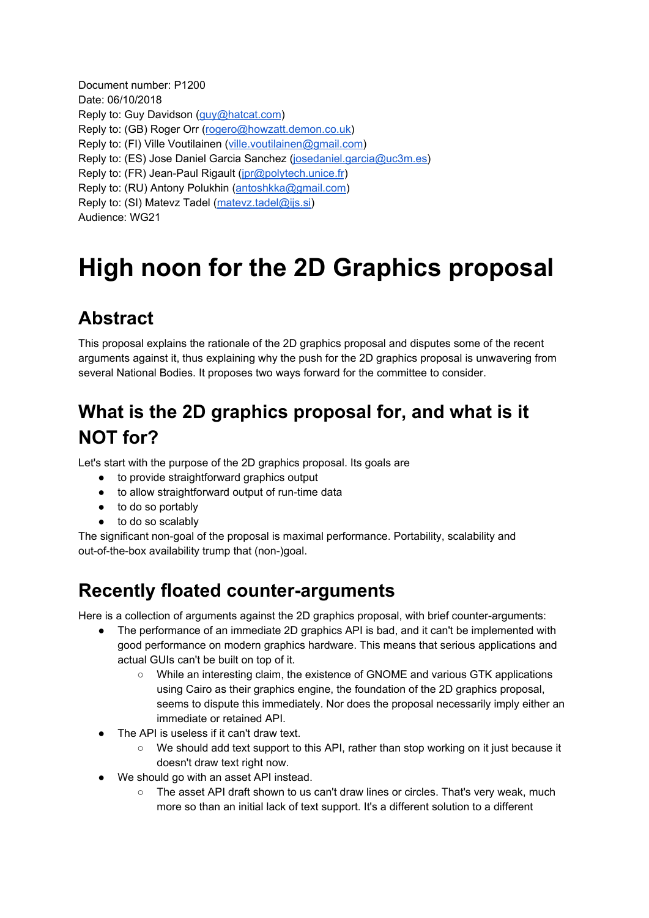Document number: P1200
Date: 06/10/2018
Reply to: Guy Davidson (guy@hatcat.com)
Reply to: (GB) Roger Orr (rogero@howzatt.demon.co.uk)
Reply to: (FI) Ville Voutilainen (ville.voutilainen@gmail.com)
Reply to: (ES) Jose Daniel Garcia Sanchez (josedaniel.garcia@uc3m.es)
Reply to: (FR) Jean-Paul Rigault (jpr@polytech.unice.fr)
Reply to: (RU) Antony Polukhin (antoshkka@gmail.com)
Reply to: (SI) Matevz Tadel (matevz.tadel@ijs.si)
Audience: WG21

# High noon for the 2D Graphics proposal

## Abstract

This proposal explains the rationale of the 2D graphics proposal and disputes some of the recent arguments against it, thus explaining why the push for the 2D graphics proposal is unwavering from several National Bodies. It proposes two ways forward for the committee to consider.

## What is the 2D graphics proposal for, and what is it NOT for?

Let's start with the purpose of the 2D graphics proposal. Its goals are

- to provide straightforward graphics output
- to allow straightforward output of run-time data
- to do so portably
- to do so scalably

The significant non-goal of the proposal is maximal performance. Portability, scalability and out-of-the-box availability trump that (non-)goal.

## Recently floated counter-arguments

Here is a collection of arguments against the 2D graphics proposal, with brief counter-arguments:

- The performance of an immediate 2D graphics API is bad, and it can't be implemented with good performance on modern graphics hardware. This means that serious applications and actual GUIs can't be built on top of it.
  - While an interesting claim, the existence of GNOME and various GTK applications using Cairo as their graphics engine, the foundation of the 2D graphics proposal, seems to dispute this immediately. Nor does the proposal necessarily imply either an immediate or retained API.
- The API is useless if it can't draw text.
  - We should add text support to this API, rather than stop working on it just because it doesn't draw text right now.
- We should go with an asset API instead.
  - The asset API draft shown to us can't draw lines or circles. That's very weak, much more so than an initial lack of text support. It's a different solution to a different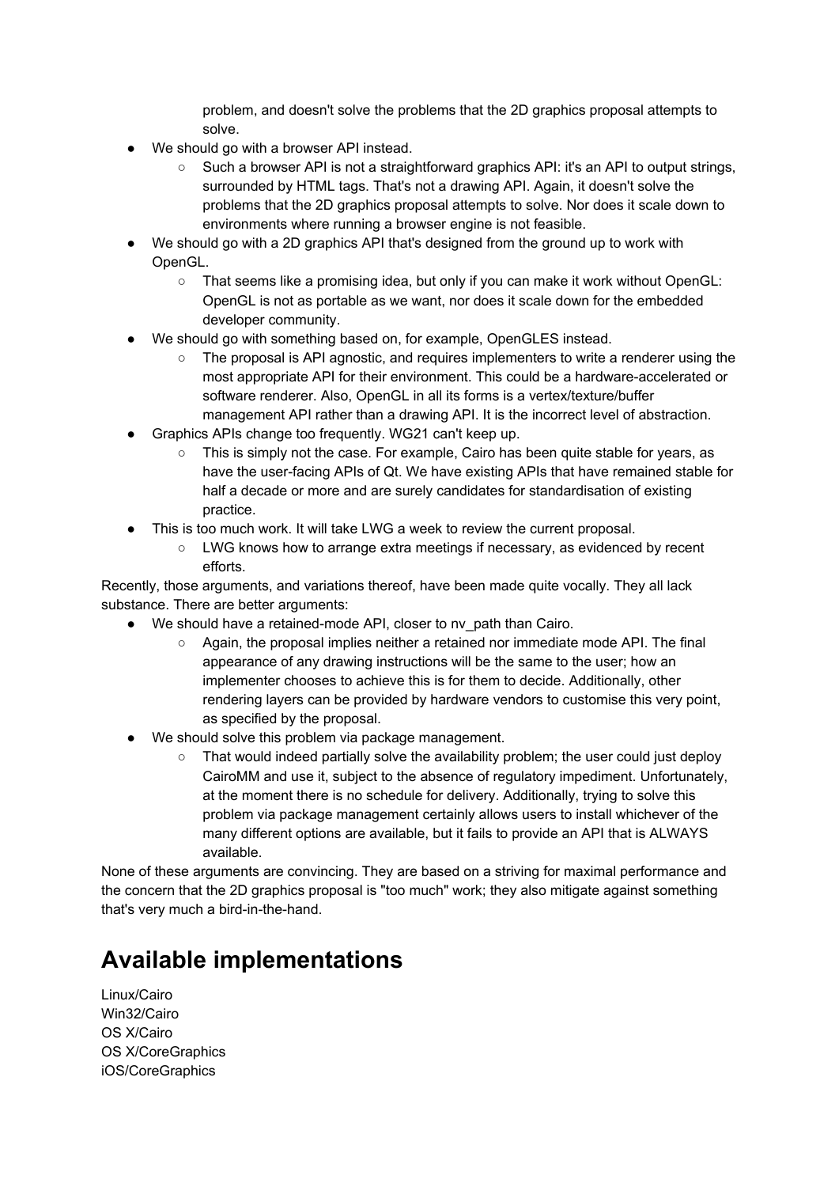problem, and doesn't solve the problems that the 2D graphics proposal attempts to solve.

- We should go with a browser API instead.
  - Such a browser API is not a straightforward graphics API: it's an API to output strings, surrounded by HTML tags. That's not a drawing API. Again, it doesn't solve the problems that the 2D graphics proposal attempts to solve. Nor does it scale down to environments where running a browser engine is not feasible.
- We should go with a 2D graphics API that's designed from the ground up to work with OpenGL.
  - That seems like a promising idea, but only if you can make it work without OpenGL: OpenGL is not as portable as we want, nor does it scale down for the embedded developer community.
- We should go with something based on, for example, OpenGLES instead.
  - The proposal is API agnostic, and requires implementers to write a renderer using the most appropriate API for their environment. This could be a hardware-accelerated or software renderer. Also, OpenGL in all its forms is a vertex/texture/buffer management API rather than a drawing API. It is the incorrect level of abstraction.
- Graphics APIs change too frequently. WG21 can't keep up.
  - This is simply not the case. For example, Cairo has been quite stable for years, as have the user-facing APIs of Qt. We have existing APIs that have remained stable for half a decade or more and are surely candidates for standardisation of existing practice.
- This is too much work. It will take LWG a week to review the current proposal.
  - LWG knows how to arrange extra meetings if necessary, as evidenced by recent efforts.

Recently, those arguments, and variations thereof, have been made quite vocally. They all lack substance. There are better arguments:

- We should have a retained-mode API, closer to nv_path than Cairo.
  - Again, the proposal implies neither a retained nor immediate mode API. The final appearance of any drawing instructions will be the same to the user; how an implementer chooses to achieve this is for them to decide. Additionally, other rendering layers can be provided by hardware vendors to customise this very point, as specified by the proposal.
- We should solve this problem via package management.
  - That would indeed partially solve the availability problem; the user could just deploy CairoMM and use it, subject to the absence of regulatory impediment. Unfortunately, at the moment there is no schedule for delivery. Additionally, trying to solve this problem via package management certainly allows users to install whichever of the many different options are available, but it fails to provide an API that is ALWAYS available.

None of these arguments are convincing. They are based on a striving for maximal performance and the concern that the 2D graphics proposal is "too much" work; they also mitigate against something that's very much a bird-in-the-hand.

# Available implementations

Linux/Cairo
Win32/Cairo
OS X/Cairo
OS X/CoreGraphics
iOS/CoreGraphics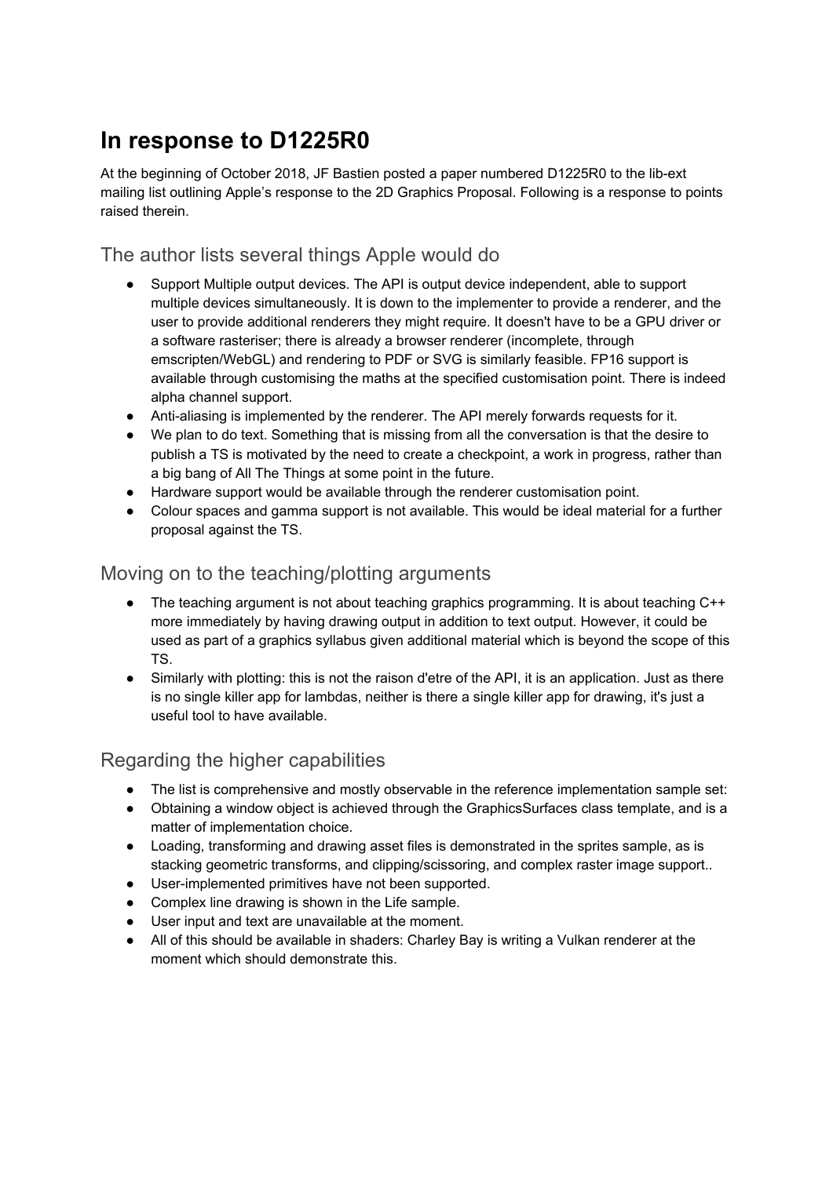# In response to D1225R0

At the beginning of October 2018, JF Bastien posted a paper numbered D1225R0 to the lib-ext mailing list outlining Apple's response to the 2D Graphics Proposal. Following is a response to points raised therein.

## The author lists several things Apple would do

- Support Multiple output devices. The API is output device independent, able to support multiple devices simultaneously. It is down to the implementer to provide a renderer, and the user to provide additional renderers they might require. It doesn't have to be a GPU driver or a software rasteriser; there is already a browser renderer (incomplete, through emscripten/WebGL) and rendering to PDF or SVG is similarly feasible. FP16 support is available through customising the maths at the specified customisation point. There is indeed alpha channel support.
- Anti-aliasing is implemented by the renderer. The API merely forwards requests for it.
- We plan to do text. Something that is missing from all the conversation is that the desire to publish a TS is motivated by the need to create a checkpoint, a work in progress, rather than a big bang of All The Things at some point in the future.
- Hardware support would be available through the renderer customisation point.
- Colour spaces and gamma support is not available. This would be ideal material for a further proposal against the TS.

## Moving on to the teaching/plotting arguments

- The teaching argument is not about teaching graphics programming. It is about teaching C++ more immediately by having drawing output in addition to text output. However, it could be used as part of a graphics syllabus given additional material which is beyond the scope of this TS.
- Similarly with plotting: this is not the raison d'etre of the API, it is an application. Just as there is no single killer app for lambdas, neither is there a single killer app for drawing, it's just a useful tool to have available.

## Regarding the higher capabilities

- The list is comprehensive and mostly observable in the reference implementation sample set:
- Obtaining a window object is achieved through the GraphicsSurfaces class template, and is a matter of implementation choice.
- Loading, transforming and drawing asset files is demonstrated in the sprites sample, as is stacking geometric transforms, and clipping/scissoring, and complex raster image support..
- User-implemented primitives have not been supported.
- Complex line drawing is shown in the Life sample.
- User input and text are unavailable at the moment.
- All of this should be available in shaders: Charley Bay is writing a Vulkan renderer at the moment which should demonstrate this.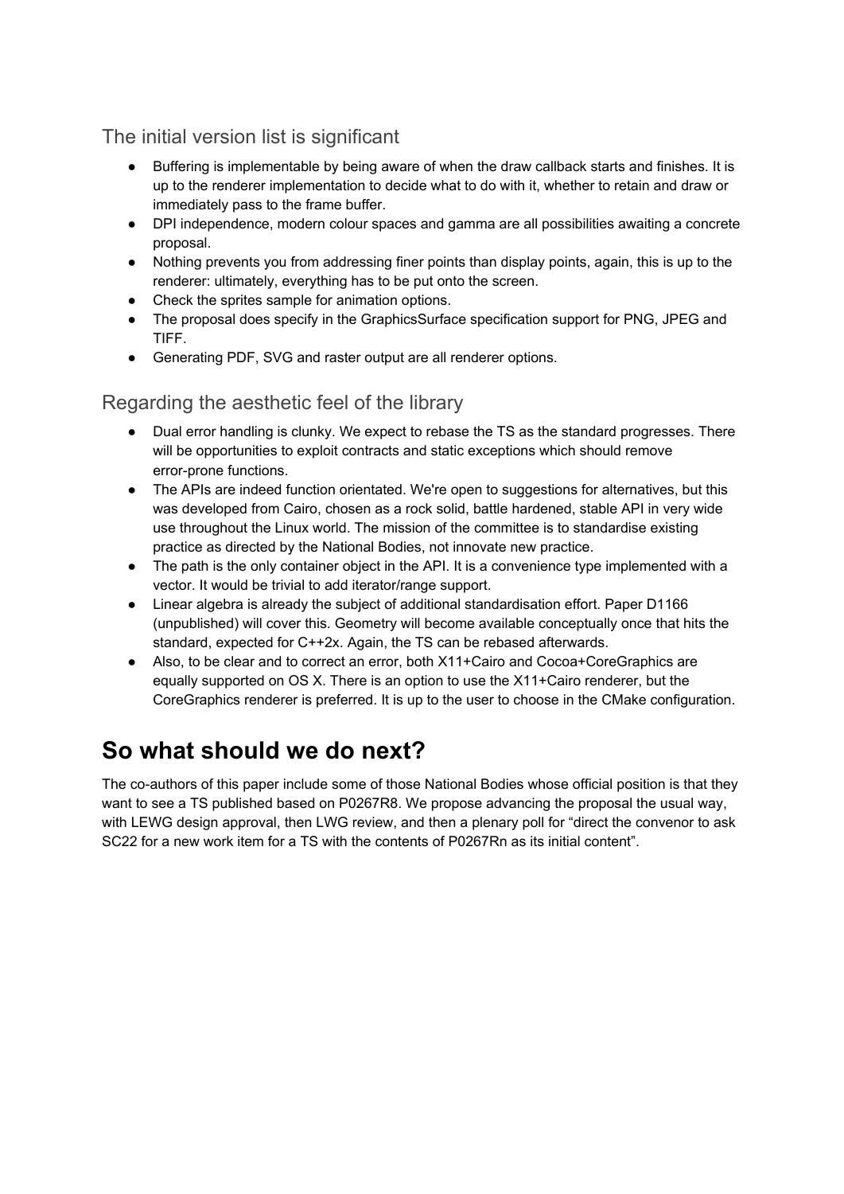### The initial version list is significant

- Buffering is implementable by being aware of when the draw callback starts and finishes. It is up to the renderer implementation to decide what to do with it, whether to retain and draw or immediately pass to the frame buffer.
- DPI independence, modern colour spaces and gamma are all possibilities awaiting a concrete proposal.
- Nothing prevents you from addressing finer points than display points, again, this is up to the renderer: ultimately, everything has to be put onto the screen.
- Check the sprites sample for animation options.
- The proposal does specify in the GraphicsSurface specification support for PNG, JPEG and TIFF.
- Generating PDF, SVG and raster output are all renderer options.

### Regarding the aesthetic feel of the library

- Dual error handling is clunky. We expect to rebase the TS as the standard progresses. There will be opportunities to exploit contracts and static exceptions which should remove error-prone functions.
- The APIs are indeed function orientated. We're open to suggestions for alternatives, but this was developed from Cairo, chosen as a rock solid, battle hardened, stable API in very wide use throughout the Linux world. The mission of the committee is to standardise existing practice as directed by the National Bodies, not innovate new practice.
- The path is the only container object in the API. It is a convenience type implemented with a vector. It would be trivial to add iterator/range support.
- Linear algebra is already the subject of additional standardisation effort. Paper D1166 (unpublished) will cover this. Geometry will become available conceptually once that hits the standard, expected for C++2x. Again, the TS can be rebased afterwards.
- Also, to be clear and to correct an error, both X11+Cairo and Cocoa+CoreGraphics are equally supported on OS X. There is an option to use the X11+Cairo renderer, but the CoreGraphics renderer is preferred. It is up to the user to choose in the CMake configuration.

## So what should we do next?

The co-authors of this paper include some of those National Bodies whose official position is that they want to see a TS published based on P0267R8. We propose advancing the proposal the usual way, with LEWG design approval, then LWG review, and then a plenary poll for "direct the convenor to ask SC22 for a new work item for a TS with the contents of P0267Rn as its initial content".